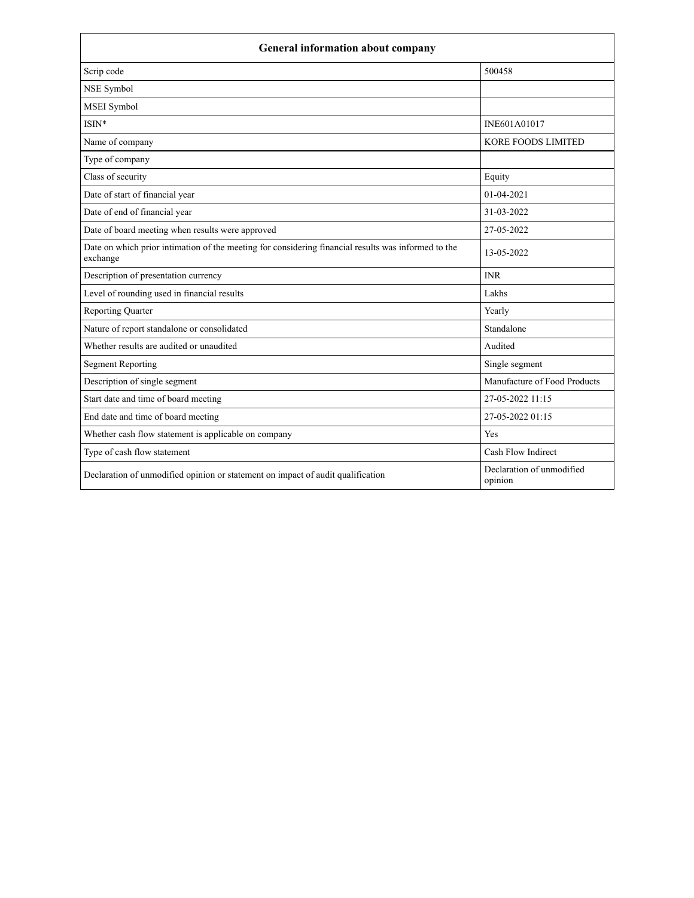| General information about company | |
|---|---|
| Scrip code | 500458 |
| NSE Symbol | |
| MSEI Symbol | |
| ISIN* | INE601A01017 |
| Name of company | KORE FOODS LIMITED |
| Type of company | |
| Class of security | Equity |
| Date of start of financial year | 01-04-2021 |
| Date of end of financial year | 31-03-2022 |
| Date of board meeting when results were approved | 27-05-2022 |
| Date on which prior intimation of the meeting for considering financial results was informed to the exchange | 13-05-2022 |
| Description of presentation currency | INR |
| Level of rounding used in financial results | Lakhs |
| Reporting Quarter | Yearly |
| Nature of report standalone or consolidated | Standalone |
| Whether results are audited or unaudited | Audited |
| Segment Reporting | Single segment |
| Description of single segment | Manufacture of Food Products |
| Start date and time of board meeting | 27-05-2022 11:15 |
| End date and time of board meeting | 27-05-2022 01:15 |
| Whether cash flow statement is applicable on company | Yes |
| Type of cash flow statement | Cash Flow Indirect |
| Declaration of unmodified opinion or statement on impact of audit qualification | Declaration of unmodified opinion |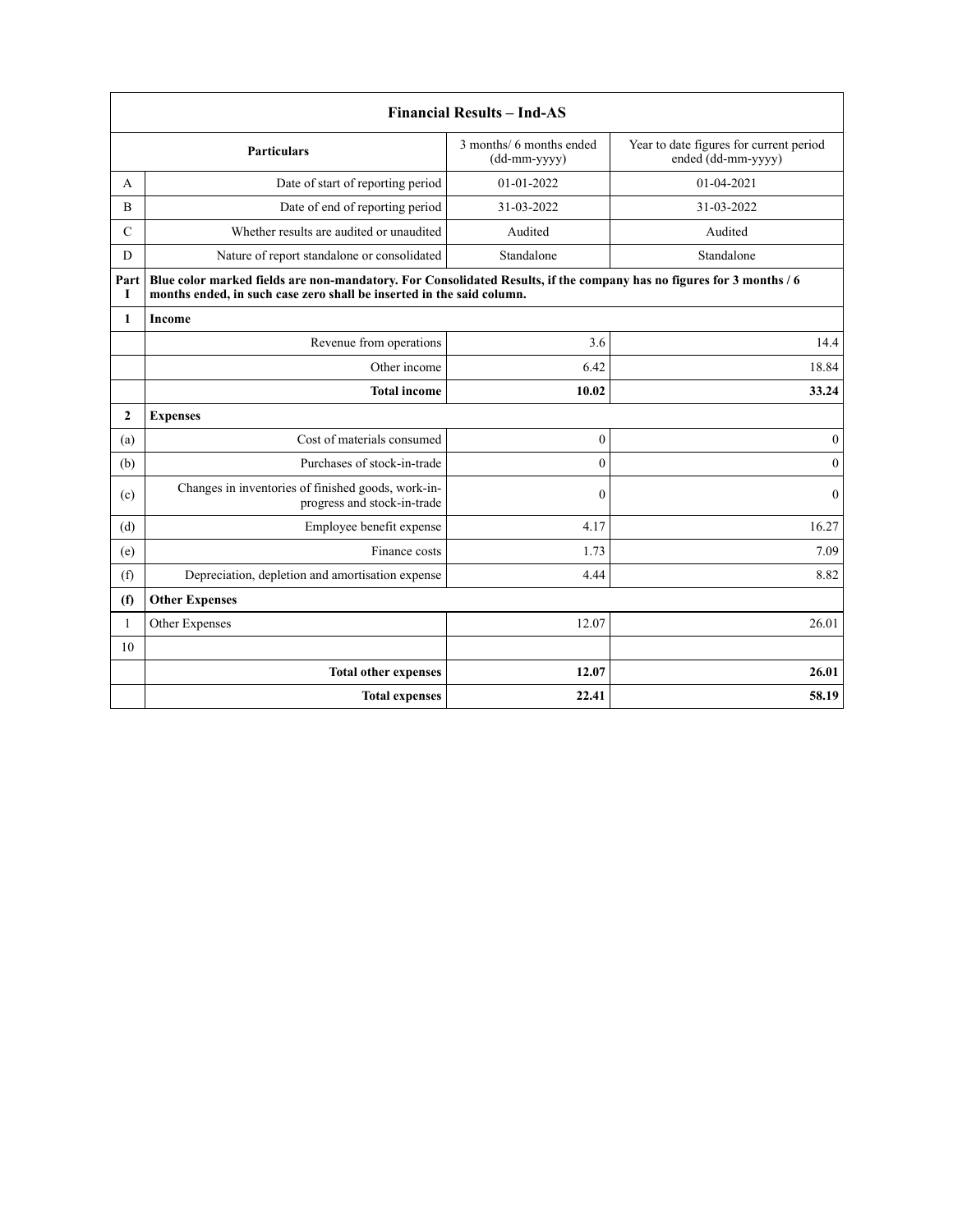| Financial Results – Ind-AS | | | |
|---|---|---|---|
| | **Particulars** | 3 months/ 6 months ended (dd-mm-yyyy) | Year to date figures for current period ended (dd-mm-yyyy) |
| A | Date of start of reporting period | 01-01-2022 | 01-04-2021 |
| B | Date of end of reporting period | 31-03-2022 | 31-03-2022 |
| C | Whether results are audited or unaudited | Audited | Audited |
| D | Nature of report standalone or consolidated | Standalone | Standalone |
| **Part I** | **Blue color marked fields are non-mandatory. For Consolidated Results, if the company has no figures for 3 months / 6 months ended, in such case zero shall be inserted in the said column.** | | |
| **1** | **Income** | | |
| | Revenue from operations | 3.6 | 14.4 |
| | Other income | 6.42 | 18.84 |
| | **Total income** | **10.02** | **33.24** |
| **2** | **Expenses** | | |
| (a) | Cost of materials consumed | 0 | 0 |
| (b) | Purchases of stock-in-trade | 0 | 0 |
| (c) | Changes in inventories of finished goods, work-in-progress and stock-in-trade | 0 | 0 |
| (d) | Employee benefit expense | 4.17 | 16.27 |
| (e) | Finance costs | 1.73 | 7.09 |
| (f) | Depreciation, depletion and amortisation expense | 4.44 | 8.82 |
| **(f)** | **Other Expenses** | | |
| 1 | Other Expenses | 12.07 | 26.01 |
| 10 | | | |
| | **Total other expenses** | **12.07** | **26.01** |
| | **Total expenses** | **22.41** | **58.19** |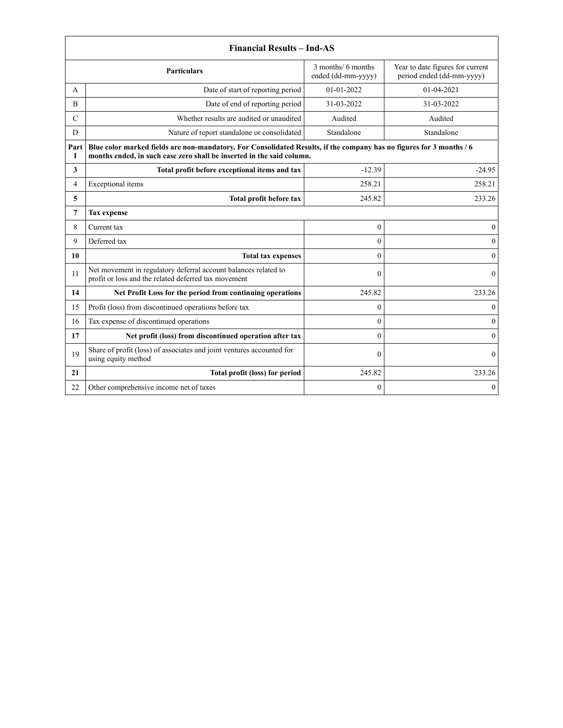| Financial Results – Ind-AS | | | |
|---|---|---|---|
| | **Particulars** | 3 months/ 6 months ended (dd-mm-yyyy) | Year to date figures for current period ended (dd-mm-yyyy) |
| A | Date of start of reporting period | 01-01-2022 | 01-04-2021 |
| B | Date of end of reporting period | 31-03-2022 | 31-03-2022 |
| C | Whether results are audited or unaudited | Audited | Audited |
| D | Nature of report standalone or consolidated | Standalone | Standalone |
| **Part I** | **Blue color marked fields are non-mandatory. For Consolidated Results, if the company has no figures for 3 months / 6 months ended, in such case zero shall be inserted in the said column.** | | |
| **3** | **Total profit before exceptional items and tax** | -12.39 | -24.95 |
| 4 | Exceptional items | 258.21 | 258.21 |
| **5** | **Total profit before tax** | 245.82 | 233.26 |
| **7** | **Tax expense** | | |
| 8 | Current tax | 0 | 0 |
| 9 | Deferred tax | 0 | 0 |
| **10** | **Total tax expenses** | 0 | 0 |
| 11 | Net movement in regulatory deferral account balances related to profit or loss and the related deferred tax movement | 0 | 0 |
| **14** | **Net Profit Loss for the period from continuing operations** | 245.82 | 233.26 |
| 15 | Profit (loss) from discontinued operations before tax | 0 | 0 |
| 16 | Tax expense of discontinued operations | 0 | 0 |
| **17** | **Net profit (loss) from discontinued operation after tax** | 0 | 0 |
| 19 | Share of profit (loss) of associates and joint ventures accounted for using equity method | 0 | 0 |
| **21** | **Total profit (loss) for period** | 245.82 | 233.26 |
| 22 | Other comprehensive income net of taxes | 0 | 0 |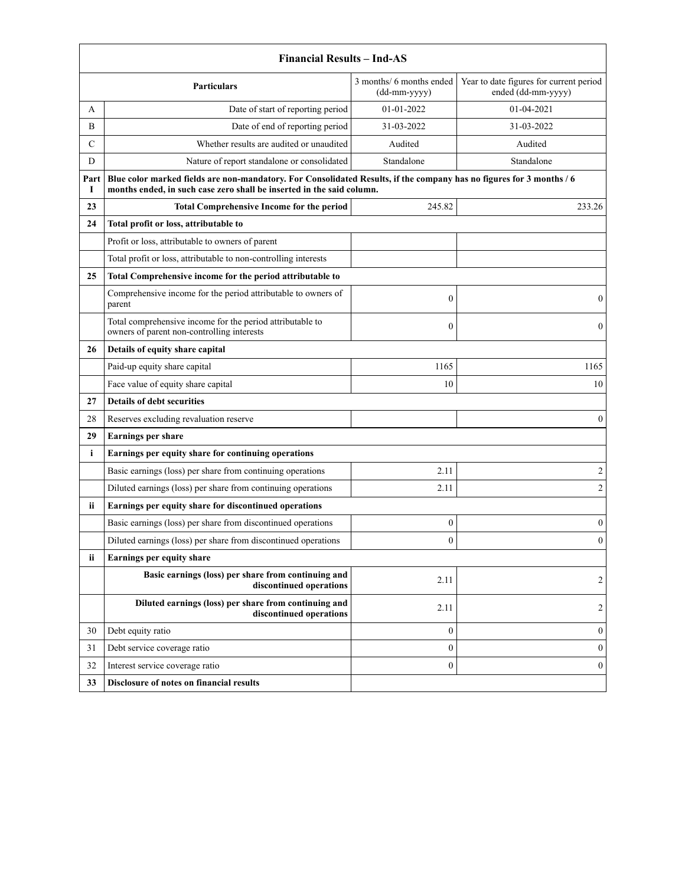| Financial Results – Ind-AS | | | |
|---|---|---|---|
| | **Particulars** | 3 months/ 6 months ended (dd-mm-yyyy) | Year to date figures for current period ended (dd-mm-yyyy) |
| A | Date of start of reporting period | 01-01-2022 | 01-04-2021 |
| B | Date of end of reporting period | 31-03-2022 | 31-03-2022 |
| C | Whether results are audited or unaudited | Audited | Audited |
| D | Nature of report standalone or consolidated | Standalone | Standalone |
| **Part I** | **Blue color marked fields are non-mandatory. For Consolidated Results, if the company has no figures for 3 months / 6 months ended, in such case zero shall be inserted in the said column.** | | |
| **23** | **Total Comprehensive Income for the period** | 245.82 | 233.26 |
| **24** | **Total profit or loss, attributable to** | | |
| | Profit or loss, attributable to owners of parent | | |
| | Total profit or loss, attributable to non-controlling interests | | |
| **25** | **Total Comprehensive income for the period attributable to** | | |
| | Comprehensive income for the period attributable to owners of parent | 0 | 0 |
| | Total comprehensive income for the period attributable to owners of parent non-controlling interests | 0 | 0 |
| **26** | **Details of equity share capital** | | |
| | Paid-up equity share capital | 1165 | 1165 |
| | Face value of equity share capital | 10 | 10 |
| **27** | **Details of debt securities** | | |
| 28 | Reserves excluding revaluation reserve | | 0 |
| **29** | **Earnings per share** | | |
| **i** | **Earnings per equity share for continuing operations** | | |
| | Basic earnings (loss) per share from continuing operations | 2.11 | 2 |
| | Diluted earnings (loss) per share from continuing operations | 2.11 | 2 |
| **ii** | **Earnings per equity share for discontinued operations** | | |
| | Basic earnings (loss) per share from discontinued operations | 0 | 0 |
| | Diluted earnings (loss) per share from discontinued operations | 0 | 0 |
| **ii** | **Earnings per equity share** | | |
| | **Basic earnings (loss) per share from continuing and discontinued operations** | 2.11 | 2 |
| | **Diluted earnings (loss) per share from continuing and discontinued operations** | 2.11 | 2 |
| 30 | Debt equity ratio | 0 | 0 |
| 31 | Debt service coverage ratio | 0 | 0 |
| 32 | Interest service coverage ratio | 0 | 0 |
| **33** | **Disclosure of notes on financial results** | | |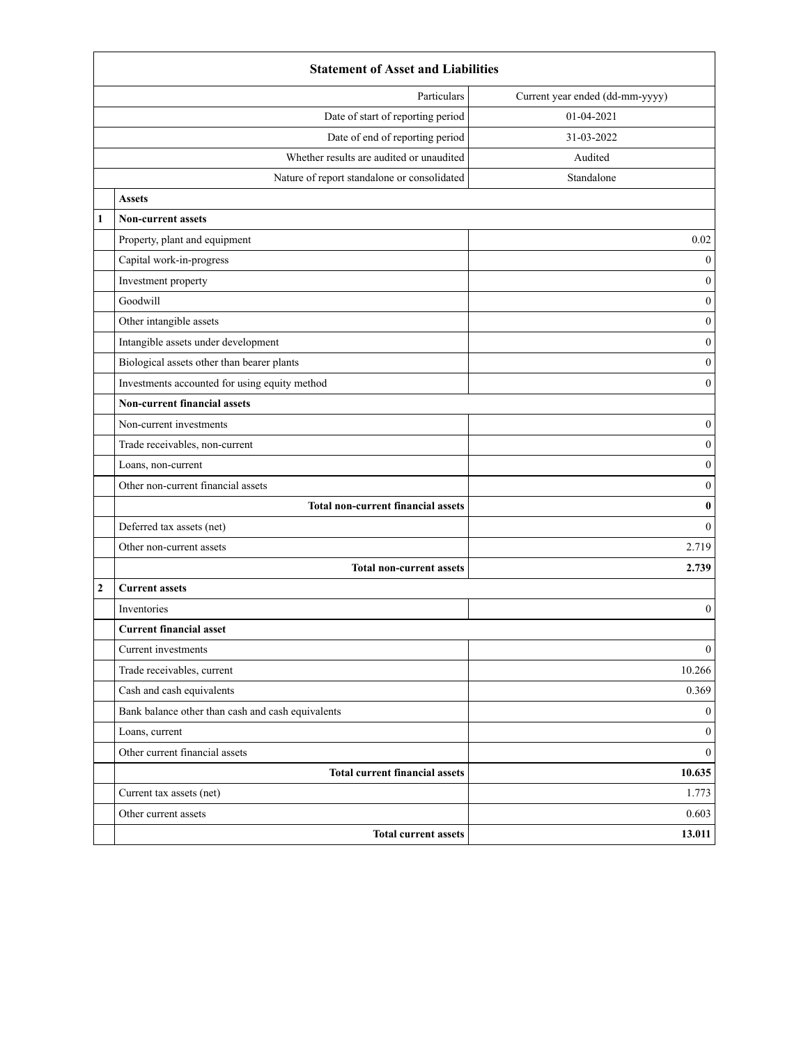| | Statement of Asset and Liabilities | |
|---|---|---|
| | Particulars | Current year ended (dd-mm-yyyy) |
| | Date of start of reporting period | 01-04-2021 |
| | Date of end of reporting period | 31-03-2022 |
| | Whether results are audited or unaudited | Audited |
| | Nature of report standalone or consolidated | Standalone |
| | **Assets** | |
| **1** | **Non-current assets** | |
| | Property, plant and equipment | 0.02 |
| | Capital work-in-progress | 0 |
| | Investment property | 0 |
| | Goodwill | 0 |
| | Other intangible assets | 0 |
| | Intangible assets under development | 0 |
| | Biological assets other than bearer plants | 0 |
| | Investments accounted for using equity method | 0 |
| | **Non-current financial assets** | |
| | Non-current investments | 0 |
| | Trade receivables, non-current | 0 |
| | Loans, non-current | 0 |
| | Other non-current financial assets | 0 |
| | **Total non-current financial assets** | **0** |
| | Deferred tax assets (net) | 0 |
| | Other non-current assets | 2.719 |
| | **Total non-current assets** | **2.739** |
| **2** | **Current assets** | |
| | Inventories | 0 |
| | **Current financial asset** | |
| | Current investments | 0 |
| | Trade receivables, current | 10.266 |
| | Cash and cash equivalents | 0.369 |
| | Bank balance other than cash and cash equivalents | 0 |
| | Loans, current | 0 |
| | Other current financial assets | 0 |
| | **Total current financial assets** | **10.635** |
| | Current tax assets (net) | 1.773 |
| | Other current assets | 0.603 |
| | **Total current assets** | **13.011** |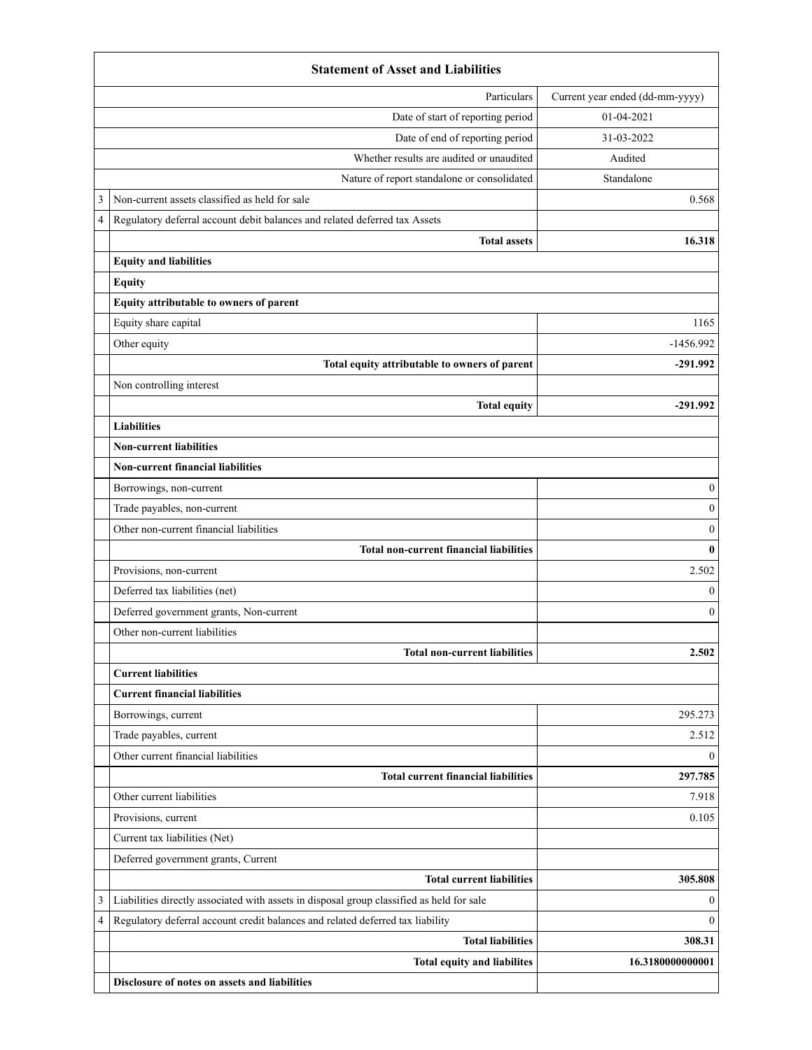| | Statement of Asset and Liabilities | |
|---|---|---|
| | Particulars | Current year ended (dd-mm-yyyy) |
| | Date of start of reporting period | 01-04-2021 |
| | Date of end of reporting period | 31-03-2022 |
| | Whether results are audited or unaudited | Audited |
| | Nature of report standalone or consolidated | Standalone |
| 3 | Non-current assets classified as held for sale | 0.568 |
| 4 | Regulatory deferral account debit balances and related deferred tax Assets | |
| | **Total assets** | **16.318** |
| | **Equity and liabilities** | |
| | **Equity** | |
| | **Equity attributable to owners of parent** | |
| | Equity share capital | 1165 |
| | Other equity | -1456.992 |
| | **Total equity attributable to owners of parent** | **-291.992** |
| | Non controlling interest | |
| | **Total equity** | **-291.992** |
| | **Liabilities** | |
| | **Non-current liabilities** | |
| | **Non-current financial liabilities** | |
| | Borrowings, non-current | 0 |
| | Trade payables, non-current | 0 |
| | Other non-current financial liabilities | 0 |
| | **Total non-current financial liabilities** | **0** |
| | Provisions, non-current | 2.502 |
| | Deferred tax liabilities (net) | 0 |
| | Deferred government grants, Non-current | 0 |
| | Other non-current liabilities | |
| | **Total non-current liabilities** | **2.502** |
| | **Current liabilities** | |
| | **Current financial liabilities** | |
| | Borrowings, current | 295.273 |
| | Trade payables, current | 2.512 |
| | Other current financial liabilities | 0 |
| | **Total current financial liabilities** | **297.785** |
| | Other current liabilities | 7.918 |
| | Provisions, current | 0.105 |
| | Current tax liabilities (Net) | |
| | Deferred government grants, Current | |
| | **Total current liabilities** | **305.808** |
| 3 | Liabilities directly associated with assets in disposal group classified as held for sale | 0 |
| 4 | Regulatory deferral account credit balances and related deferred tax liability | 0 |
| | **Total liabilities** | **308.31** |
| | **Total equity and liabilites** | **16.3180000000001** |
| | **Disclosure of notes on assets and liabilities** | |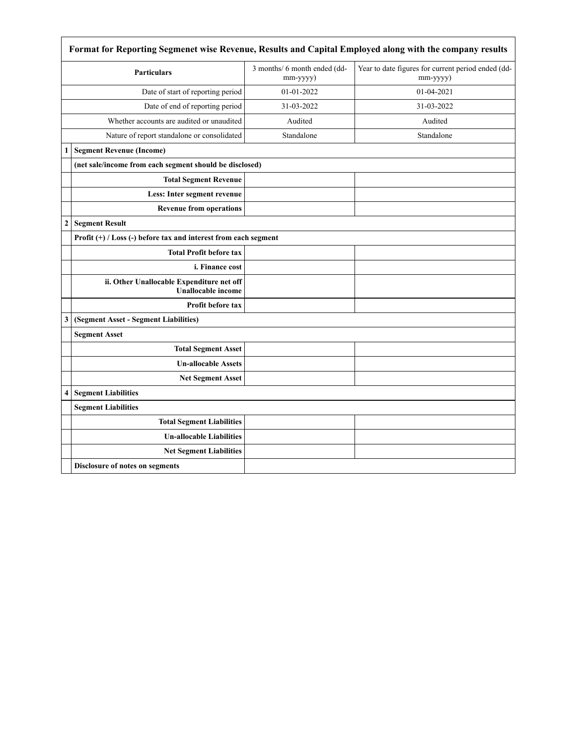| Format for Reporting Segmenet wise Revenue, Results and Capital Employed along with the company results | | | |
|---|---|---|---|
| | **Particulars** | 3 months/ 6 month ended (dd-mm-yyyy) | Year to date figures for current period ended (dd-mm-yyyy) |
| | Date of start of reporting period | 01-01-2022 | 01-04-2021 |
| | Date of end of reporting period | 31-03-2022 | 31-03-2022 |
| | Whether accounts are audited or unaudited | Audited | Audited |
| | Nature of report standalone or consolidated | Standalone | Standalone |
| **1** | **Segment Revenue (Income)** | | |
| | **(net sale/income from each segment should be disclosed)** | | |
| | **Total Segment Revenue** | | |
| | **Less: Inter segment revenue** | | |
| | **Revenue from operations** | | |
| **2** | **Segment Result** | | |
| | **Profit (+) / Loss (-) before tax and interest from each segment** | | |
| | **Total Profit before tax** | | |
| | **i. Finance cost** | | |
| | **ii. Other Unallocable Expenditure net off Unallocable income** | | |
| | **Profit before tax** | | |
| **3** | **(Segment Asset - Segment Liabilities)** | | |
| | **Segment Asset** | | |
| | **Total Segment Asset** | | |
| | **Un-allocable Assets** | | |
| | **Net Segment Asset** | | |
| **4** | **Segment Liabilities** | | |
| | **Segment Liabilities** | | |
| | **Total Segment Liabilities** | | |
| | **Un-allocable Liabilities** | | |
| | **Net Segment Liabilities** | | |
| | **Disclosure of notes on segments** | | |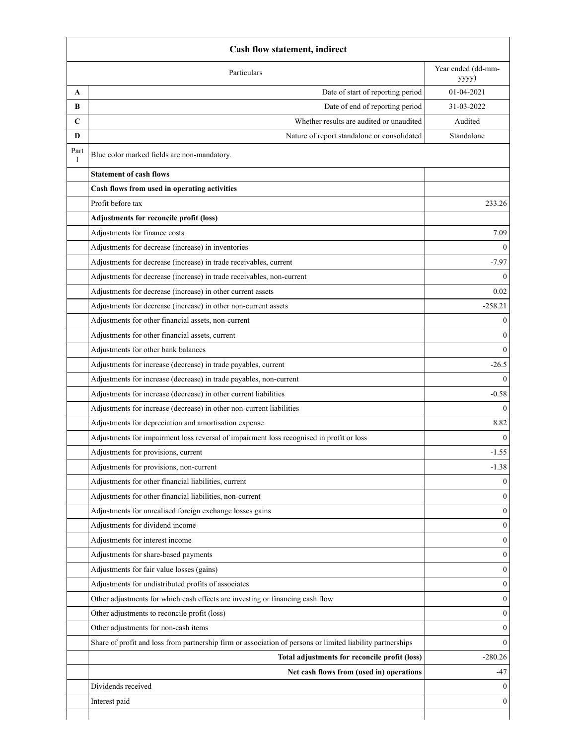| | Cash flow statement, indirect | |
|---|---|---|
| | Particulars | Year ended (dd-mm-yyyy) |
| A | Date of start of reporting period | 01-04-2021 |
| B | Date of end of reporting period | 31-03-2022 |
| C | Whether results are audited or unaudited | Audited |
| D | Nature of report standalone or consolidated | Standalone |
| Part I | Blue color marked fields are non-mandatory. | |
| | **Statement of cash flows** | |
| | **Cash flows from used in operating activities** | |
| | Profit before tax | 233.26 |
| | **Adjustments for reconcile profit (loss)** | |
| | Adjustments for finance costs | 7.09 |
| | Adjustments for decrease (increase) in inventories | 0 |
| | Adjustments for decrease (increase) in trade receivables, current | -7.97 |
| | Adjustments for decrease (increase) in trade receivables, non-current | 0 |
| | Adjustments for decrease (increase) in other current assets | 0.02 |
| | Adjustments for decrease (increase) in other non-current assets | -258.21 |
| | Adjustments for other financial assets, non-current | 0 |
| | Adjustments for other financial assets, current | 0 |
| | Adjustments for other bank balances | 0 |
| | Adjustments for increase (decrease) in trade payables, current | -26.5 |
| | Adjustments for increase (decrease) in trade payables, non-current | 0 |
| | Adjustments for increase (decrease) in other current liabilities | -0.58 |
| | Adjustments for increase (decrease) in other non-current liabilities | 0 |
| | Adjustments for depreciation and amortisation expense | 8.82 |
| | Adjustments for impairment loss reversal of impairment loss recognised in profit or loss | 0 |
| | Adjustments for provisions, current | -1.55 |
| | Adjustments for provisions, non-current | -1.38 |
| | Adjustments for other financial liabilities, current | 0 |
| | Adjustments for other financial liabilities, non-current | 0 |
| | Adjustments for unrealised foreign exchange losses gains | 0 |
| | Adjustments for dividend income | 0 |
| | Adjustments for interest income | 0 |
| | Adjustments for share-based payments | 0 |
| | Adjustments for fair value losses (gains) | 0 |
| | Adjustments for undistributed profits of associates | 0 |
| | Other adjustments for which cash effects are investing or financing cash flow | 0 |
| | Other adjustments to reconcile profit (loss) | 0 |
| | Other adjustments for non-cash items | 0 |
| | Share of profit and loss from partnership firm or association of persons or limited liability partnerships | 0 |
| | **Total adjustments for reconcile profit (loss)** | -280.26 |
| | **Net cash flows from (used in) operations** | -47 |
| | Dividends received | 0 |
| | Interest paid | 0 |
| | | |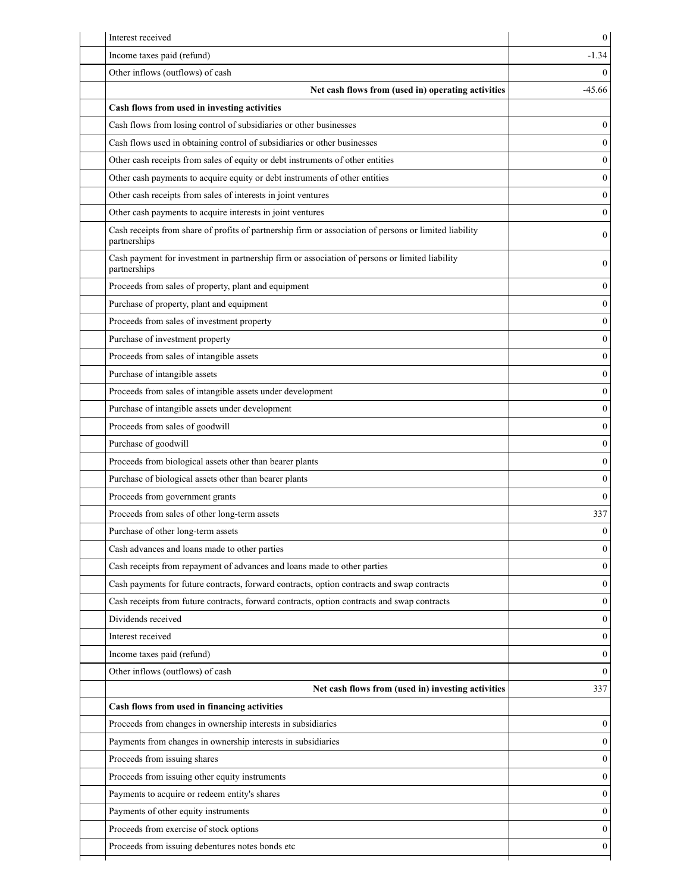| | | |
|---|---|---|
| | Interest received | 0 |
| | Income taxes paid (refund) | -1.34 |
| | Other inflows (outflows) of cash | 0 |
| | **Net cash flows from (used in) operating activities** | -45.66 |
| | **Cash flows from used in investing activities** | |
| | Cash flows from losing control of subsidiaries or other businesses | 0 |
| | Cash flows used in obtaining control of subsidiaries or other businesses | 0 |
| | Other cash receipts from sales of equity or debt instruments of other entities | 0 |
| | Other cash payments to acquire equity or debt instruments of other entities | 0 |
| | Other cash receipts from sales of interests in joint ventures | 0 |
| | Other cash payments to acquire interests in joint ventures | 0 |
| | Cash receipts from share of profits of partnership firm or association of persons or limited liability partnerships | 0 |
| | Cash payment for investment in partnership firm or association of persons or limited liability partnerships | 0 |
| | Proceeds from sales of property, plant and equipment | 0 |
| | Purchase of property, plant and equipment | 0 |
| | Proceeds from sales of investment property | 0 |
| | Purchase of investment property | 0 |
| | Proceeds from sales of intangible assets | 0 |
| | Purchase of intangible assets | 0 |
| | Proceeds from sales of intangible assets under development | 0 |
| | Purchase of intangible assets under development | 0 |
| | Proceeds from sales of goodwill | 0 |
| | Purchase of goodwill | 0 |
| | Proceeds from biological assets other than bearer plants | 0 |
| | Purchase of biological assets other than bearer plants | 0 |
| | Proceeds from government grants | 0 |
| | Proceeds from sales of other long-term assets | 337 |
| | Purchase of other long-term assets | 0 |
| | Cash advances and loans made to other parties | 0 |
| | Cash receipts from repayment of advances and loans made to other parties | 0 |
| | Cash payments for future contracts, forward contracts, option contracts and swap contracts | 0 |
| | Cash receipts from future contracts, forward contracts, option contracts and swap contracts | 0 |
| | Dividends received | 0 |
| | Interest received | 0 |
| | Income taxes paid (refund) | 0 |
| | Other inflows (outflows) of cash | 0 |
| | **Net cash flows from (used in) investing activities** | 337 |
| | **Cash flows from used in financing activities** | |
| | Proceeds from changes in ownership interests in subsidiaries | 0 |
| | Payments from changes in ownership interests in subsidiaries | 0 |
| | Proceeds from issuing shares | 0 |
| | Proceeds from issuing other equity instruments | 0 |
| | Payments to acquire or redeem entity's shares | 0 |
| | Payments of other equity instruments | 0 |
| | Proceeds from exercise of stock options | 0 |
| | Proceeds from issuing debentures notes bonds etc | 0 |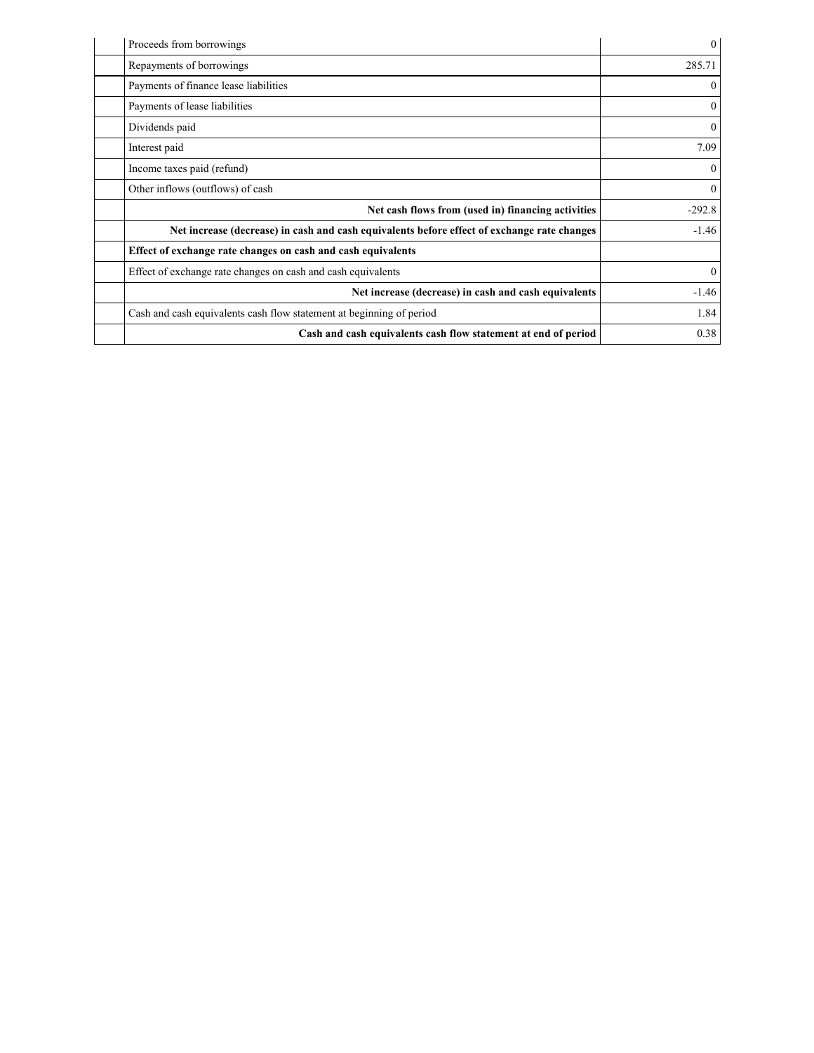| | | |
|---|---|---|
| | Proceeds from borrowings | 0 |
| | Repayments of borrowings | 285.71 |
| | Payments of finance lease liabilities | 0 |
| | Payments of lease liabilities | 0 |
| | Dividends paid | 0 |
| | Interest paid | 7.09 |
| | Income taxes paid (refund) | 0 |
| | Other inflows (outflows) of cash | 0 |
| | **Net cash flows from (used in) financing activities** | -292.8 |
| | **Net increase (decrease) in cash and cash equivalents before effect of exchange rate changes** | -1.46 |
| | **Effect of exchange rate changes on cash and cash equivalents** | |
| | Effect of exchange rate changes on cash and cash equivalents | 0 |
| | **Net increase (decrease) in cash and cash equivalents** | -1.46 |
| | Cash and cash equivalents cash flow statement at beginning of period | 1.84 |
| | **Cash and cash equivalents cash flow statement at end of period** | 0.38 |